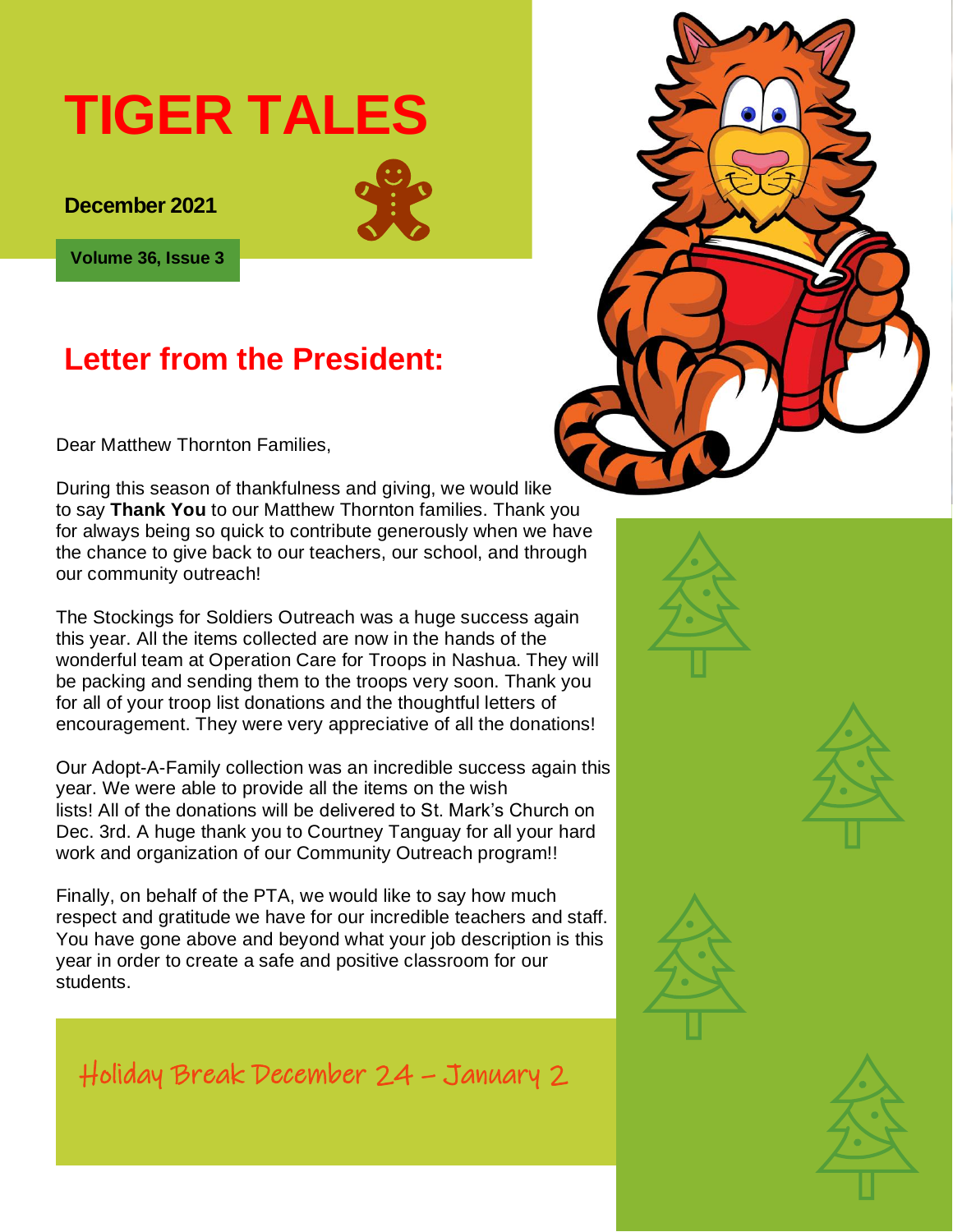# TIGER TALES

**December 2021**

**Volume 36, Issue 3**

## Letter from the President:

Dear Matthew Thornton Families,

During this season of thankfulness and giving, we would like to say **Thank You** to our Matthew Thornton families. Thank you for always being so quick to contribute generously when we have the chance to give back to our teachers, our school, and through our community outreach!

The Stockings for Soldiers Outreach was a huge success again this year. All the items collected are now in the hands of the wonderful team at Operation Care for Troops in Nashua. They will be packing and sending them to the troops very soon. Thank you for all of your troop list donations and the thoughtful letters of encouragement. They were very appreciative of all the donations!

Our Adopt-A-Family collection was an incredible success again this year. We were able to provide all the items on the wish lists! All of the donations will be delivered to St. Mark's Church on Dec. 3rd. A huge thank you to Courtney Tanguay for all your hard work and organization of our Community Outreach program!!

Finally, on behalf of the PTA, we would like to say how much respect and gratitude we have for our incredible teachers and staff. You have gone above and beyond what your job description is this year in order to create a safe and positive classroom for our students.

Holiday Break December 24 – January 2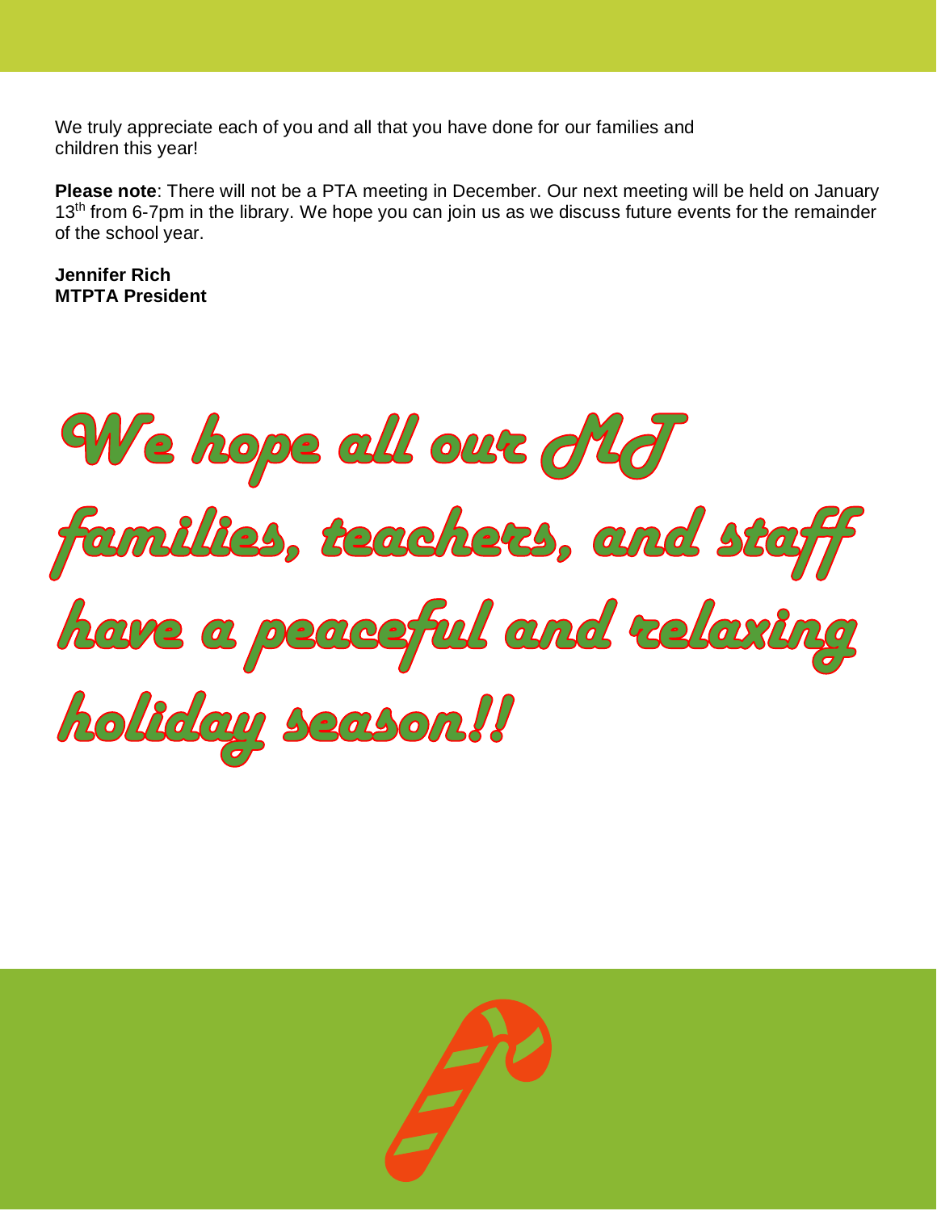We truly appreciate each of you and all that you have done for our families and children this year!

**Please note**: There will not be a PTA meeting in December. Our next meeting will be held on January 13th from 6-7pm in the library. We hope you can join us as we discuss future events for the remainder of the school year.

**Jennifer Rich**
**MTPTA President**

*We hope all our MT families, teachers, and staff have a peaceful and relaxing holiday season!!*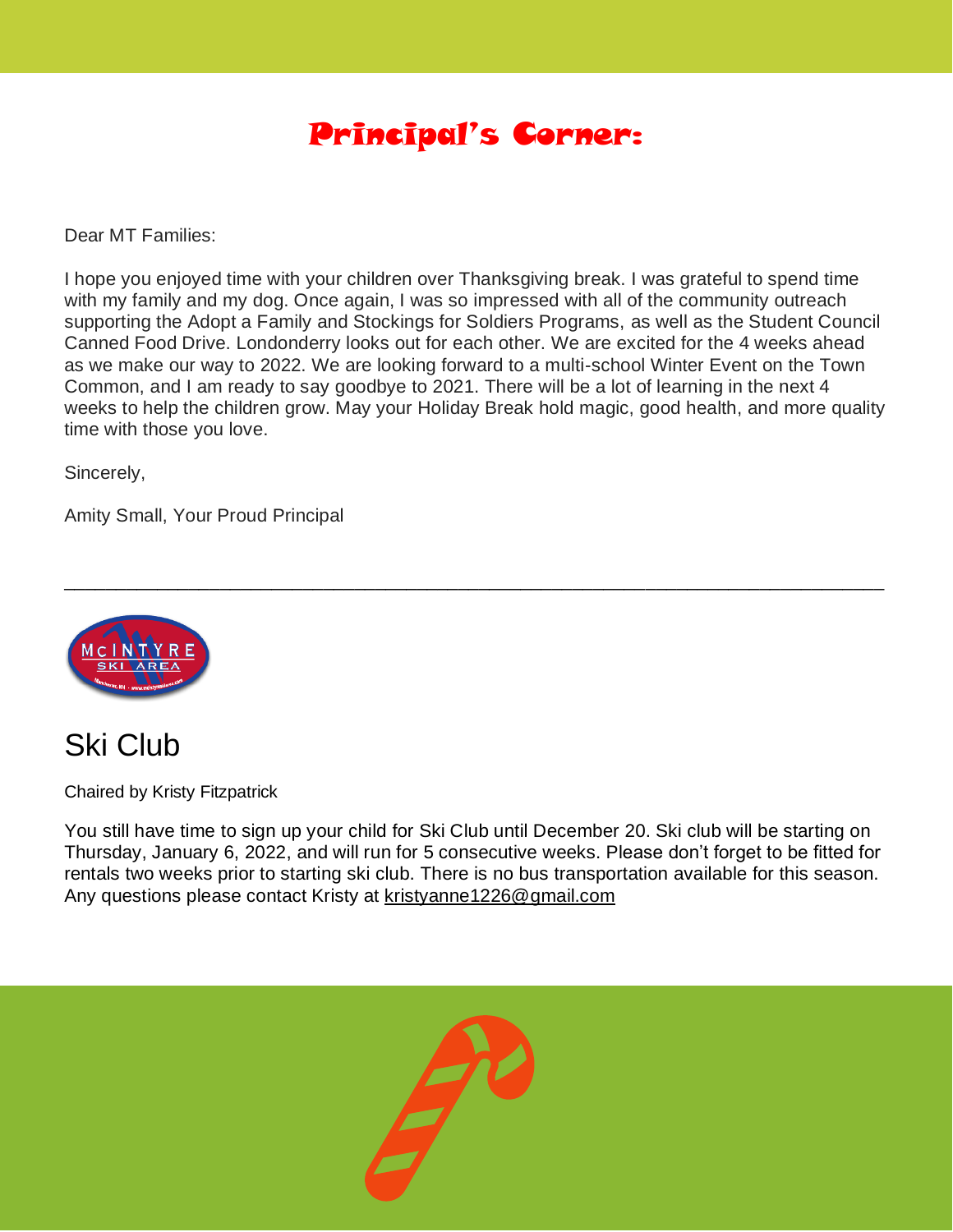# Principal's Corner:

Dear MT Families:

I hope you enjoyed time with your children over Thanksgiving break. I was grateful to spend time with my family and my dog. Once again, I was so impressed with all of the community outreach supporting the Adopt a Family and Stockings for Soldiers Programs, as well as the Student Council Canned Food Drive. Londonderry looks out for each other. We are excited for the 4 weeks ahead as we make our way to 2022. We are looking forward to a multi-school Winter Event on the Town Common, and I am ready to say goodbye to 2021. There will be a lot of learning in the next 4 weeks to help the children grow. May your Holiday Break hold magic, good health, and more quality time with those you love.

Sincerely,

Amity Small, Your Proud Principal

---

McINTYRE SKI AREA

## Ski Club

Chaired by Kristy Fitzpatrick

You still have time to sign up your child for Ski Club until December 20. Ski club will be starting on Thursday, January 6, 2022, and will run for 5 consecutive weeks. Please don't forget to be fitted for rentals two weeks prior to starting ski club. There is no bus transportation available for this season. Any questions please contact Kristy at kristyanne1226@gmail.com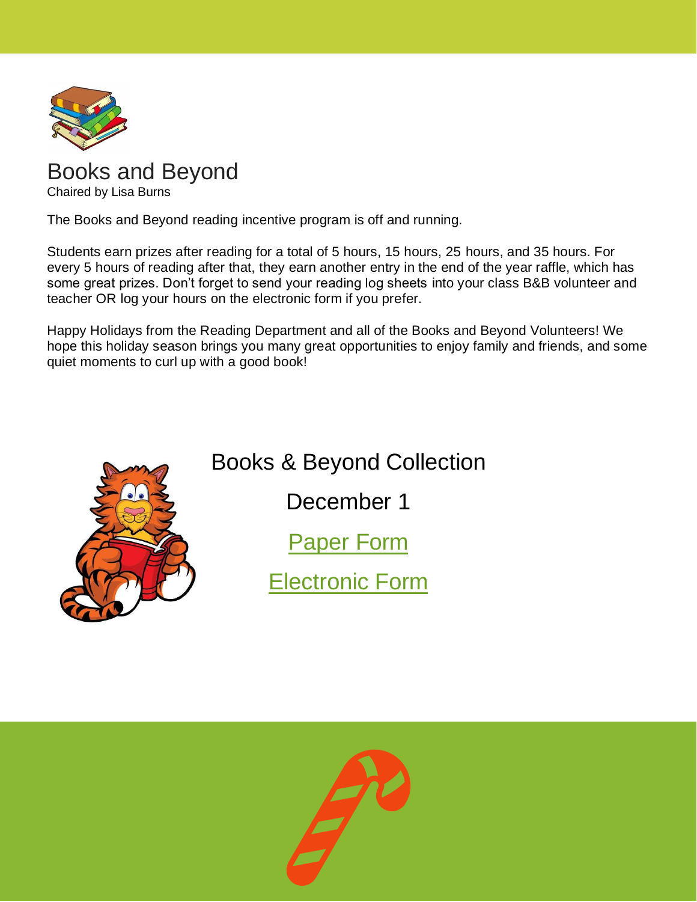# Books and Beyond

Chaired by Lisa Burns

The Books and Beyond reading incentive program is off and running.

Students earn prizes after reading for a total of 5 hours, 15 hours, 25 hours, and 35 hours. For every 5 hours of reading after that, they earn another entry in the end of the year raffle, which has some great prizes. Don't forget to send your reading log sheets into your class B&B volunteer and teacher OR log your hours on the electronic form if you prefer.

Happy Holidays from the Reading Department and all of the Books and Beyond Volunteers! We hope this holiday season brings you many great opportunities to enjoy family and friends, and some quiet moments to curl up with a good book!

## Books & Beyond Collection

December 1

Paper Form

Electronic Form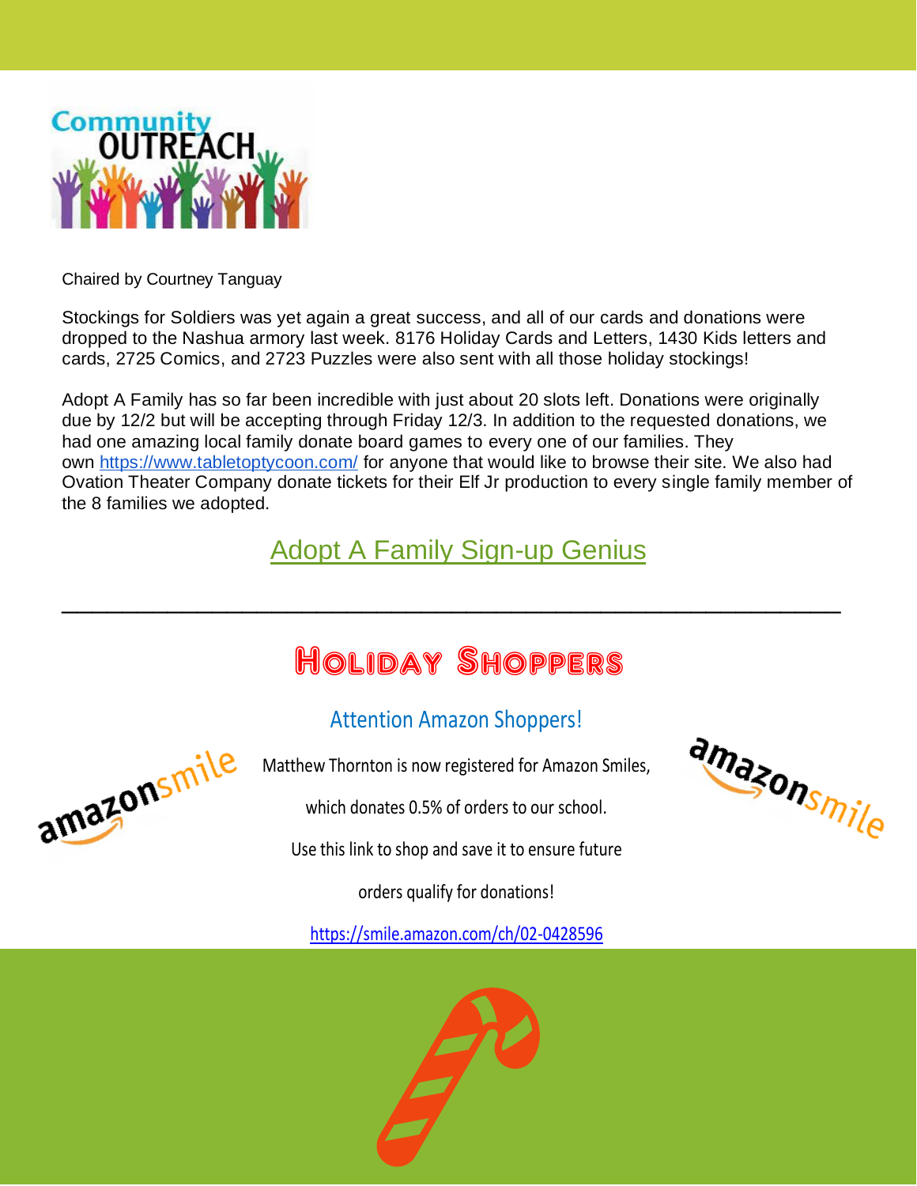# Community OUTREACH

Chaired by Courtney Tanguay

Stockings for Soldiers was yet again a great success, and all of our cards and donations were dropped to the Nashua armory last week. 8176 Holiday Cards and Letters, 1430 Kids letters and cards, 2725 Comics, and 2723 Puzzles were also sent with all those holiday stockings!

Adopt A Family has so far been incredible with just about 20 slots left. Donations were originally due by 12/2 but will be accepting through Friday 12/3. In addition to the requested donations, we had one amazing local family donate board games to every one of our families. They own https://www.tabletoptycoon.com/ for anyone that would like to browse their site. We also had Ovation Theater Company donate tickets for their Elf Jr production to every single family member of the 8 families we adopted.

Adopt A Family Sign-up Genius

---

## Holiday Shoppers

### Attention Amazon Shoppers!

Matthew Thornton is now registered for Amazon Smiles,

which donates 0.5% of orders to our school.

Use this link to shop and save it to ensure future

orders qualify for donations!

https://smile.amazon.com/ch/02-0428596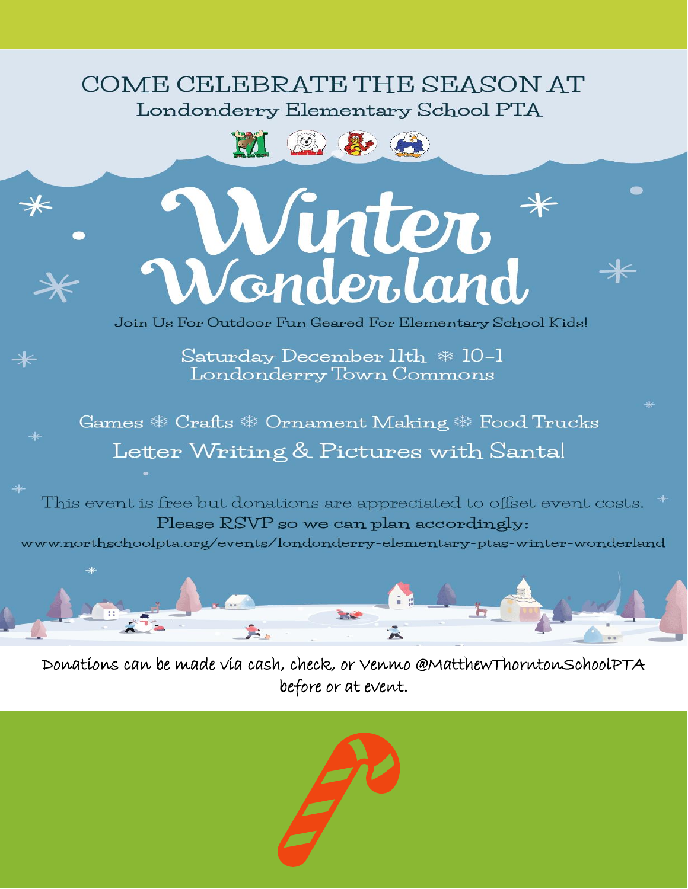COME CELEBRATE THE SEASON AT

Londonderry Elementary School PTA

# Winter Wonderland

Join Us For Outdoor Fun Geared For Elementary School Kids!

Saturday December 11th ❄ 10-1
Londonderry Town Commons

Games ❄ Crafts ❄ Ornament Making ❄ Food Trucks

Letter Writing & Pictures with Santa!

This event is free but donations are appreciated to offset event costs.

Please RSVP so we can plan accordingly:

www.northschoolpta.org/events/londonderry-elementary-ptas-winter-wonderland

Donations can be made via cash, check, or Venmo @MatthewThorntonSchoolPTA before or at event.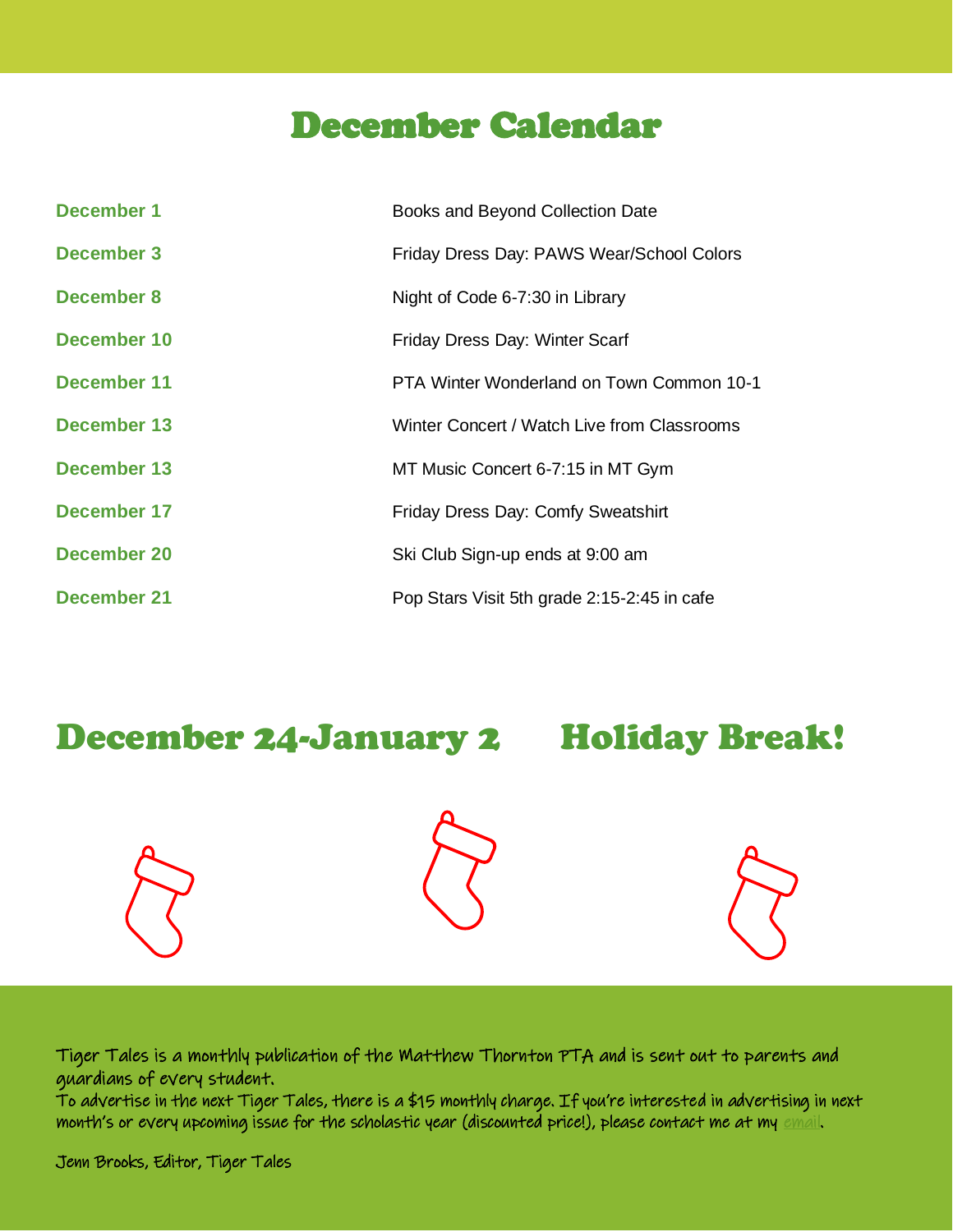# December Calendar

| | |
|---|---|
| **December 1** | Books and Beyond Collection Date |
| **December 3** | Friday Dress Day: PAWS Wear/School Colors |
| **December 8** | Night of Code 6-7:30 in Library |
| **December 10** | Friday Dress Day: Winter Scarf |
| **December 11** | PTA Winter Wonderland on Town Common 10-1 |
| **December 13** | Winter Concert / Watch Live from Classrooms |
| **December 13** | MT Music Concert 6-7:15 in MT Gym |
| **December 17** | Friday Dress Day: Comfy Sweatshirt |
| **December 20** | Ski Club Sign-up ends at 9:00 am |
| **December 21** | Pop Stars Visit 5th grade 2:15-2:45 in cafe |

## December 24-January 2 Holiday Break!

Tiger Tales is a monthly publication of the Matthew Thornton PTA and is sent out to parents and guardians of every student.
To advertise in the next Tiger Tales, there is a $15 monthly charge. If you're interested in advertising in next month's or every upcoming issue for the scholastic year (discounted price!), please contact me at my email.

Jenn Brooks, Editor, Tiger Tales